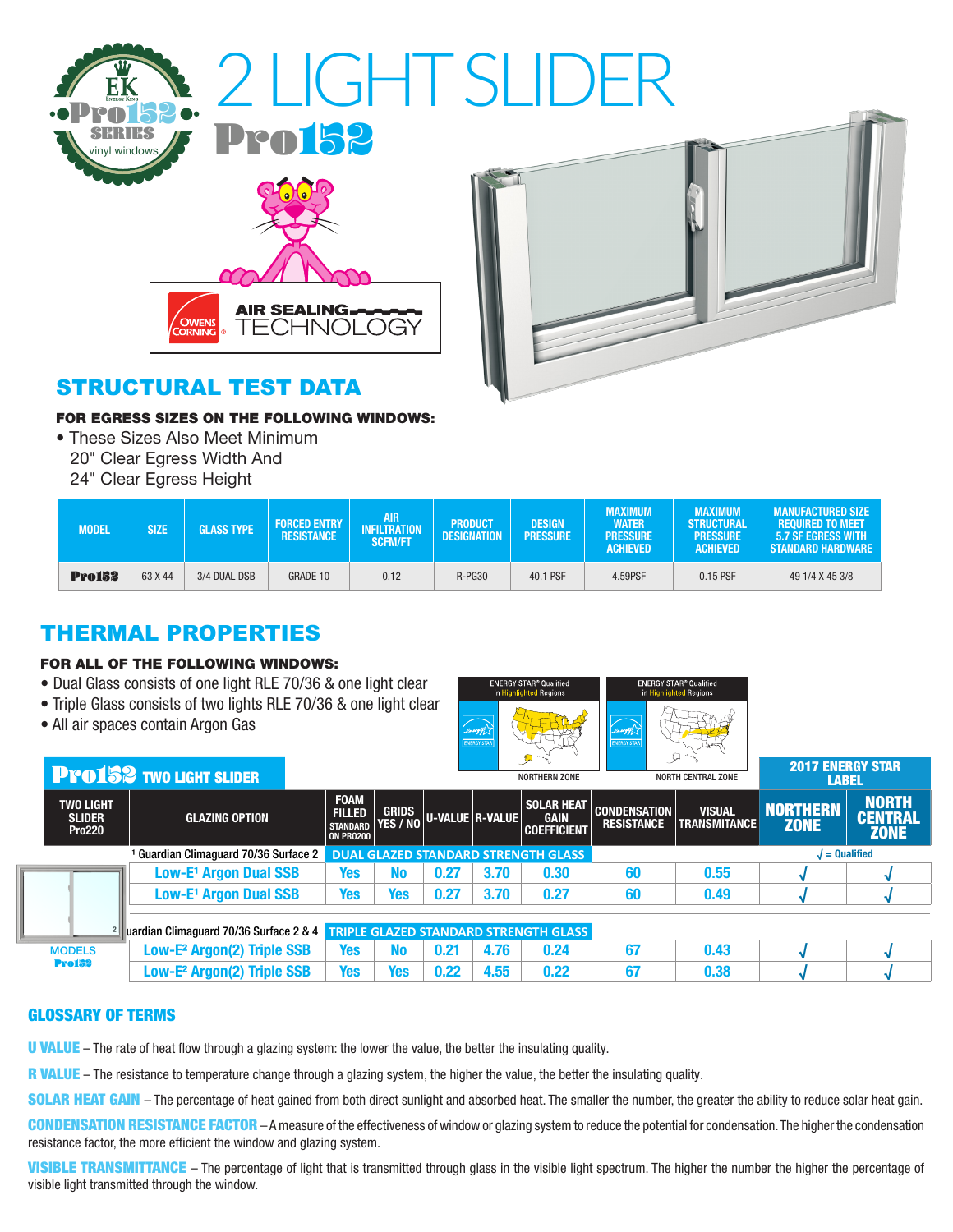# 2 LIGHT SLIDER

## Pro152

Pro152 SERIES vinyl windows

Owens Corning AIR SEALING TECHNOLOGY

## STRUCTURAL TEST DATA

**FOR EGRESS SIZES ON THE FOLLOWING WINDOWS:**

- These Sizes Also Meet Minimum 20" Clear Egress Width And 24" Clear Egress Height

| MODEL | SIZE | GLASS TYPE | FORCED ENTRY RESISTANCE | AIR INFILTRATION SCFM/FT | PRODUCT DESIGNATION | DESIGN PRESSURE | MAXIMUM WATER PRESSURE ACHIEVED | MAXIMUM STRUCTURAL PRESSURE ACHIEVED | MANUFACTURED SIZE REQUIRED TO MEET 5.7 SF EGRESS WITH STANDARD HARDWARE |
|---|---|---|---|---|---|---|---|---|---|
| Pro152 | 63 X 44 | 3/4 DUAL DSB | GRADE 10 | 0.12 | R-PG30 | 40.1 PSF | 4.59PSF | 0.15 PSF | 49 1/4 X 45 3/8 |

## THERMAL PROPERTIES

**FOR ALL OF THE FOLLOWING WINDOWS:**

- Dual Glass consists of one light RLE 70/36 & one light clear
- Triple Glass consists of two lights RLE 70/36 & one light clear
- All air spaces contain Argon Gas

ENERGY STAR® Qualified in Highlighted Regions — NORTHERN ZONE

ENERGY STAR® Qualified in Highlighted Regions — NORTH CENTRAL ZONE

### Pro152 TWO LIGHT SLIDER

| TWO LIGHT SLIDER Pro220 | GLAZING OPTION | FOAM FILLED STANDARD ON PRO200 | GRIDS YES / NO | U-VALUE | R-VALUE | SOLAR HEAT GAIN COEFFICIENT | CONDENSATION RESISTANCE | VISUAL TRANSMITTANCE | 2017 ENERGY STAR LABEL NORTHERN ZONE | 2017 ENERGY STAR LABEL NORTH CENTRAL ZONE |
|---|---|---|---|---|---|---|---|---|---|---|
| | [1] Guardian Climaguard 70/36 Surface 2 | DUAL GLAZED STANDARD STRENGTH GLASS | | | | | | | √ = Qualified | |
| | Low-E[1] Argon Dual SSB | Yes | No | 0.27 | 3.70 | 0.30 | 60 | 0.55 | √ | √ |
| | Low-E[1] Argon Dual SSB | Yes | Yes | 0.27 | 3.70 | 0.27 | 60 | 0.49 | √ | √ |
| | [2] Guardian Climaguard 70/36 Surface 2 & 4 | TRIPLE GLAZED STANDARD STRENGTH GLASS | | | | | | | | |
| MODELS Pro152 | Low-E[2] Argon(2) Triple SSB | Yes | No | 0.21 | 4.76 | 0.24 | 67 | 0.43 | √ | √ |
| | Low-E[2] Argon(2) Triple SSB | Yes | Yes | 0.22 | 4.55 | 0.22 | 67 | 0.38 | √ | √ |

## GLOSSARY OF TERMS

**U VALUE** – The rate of heat flow through a glazing system: the lower the value, the better the insulating quality.

**R VALUE** – The resistance to temperature change through a glazing system, the higher the value, the better the insulating quality.

**SOLAR HEAT GAIN** – The percentage of heat gained from both direct sunlight and absorbed heat. The smaller the number, the greater the ability to reduce solar heat gain.

**CONDENSATION RESISTANCE FACTOR** – A measure of the effectiveness of window or glazing system to reduce the potential for condensation. The higher the condensation resistance factor, the more efficient the window and glazing system.

**VISIBLE TRANSMITTANCE** – The percentage of light that is transmitted through glass in the visible light spectrum. The higher the number the higher the percentage of visible light transmitted through the window.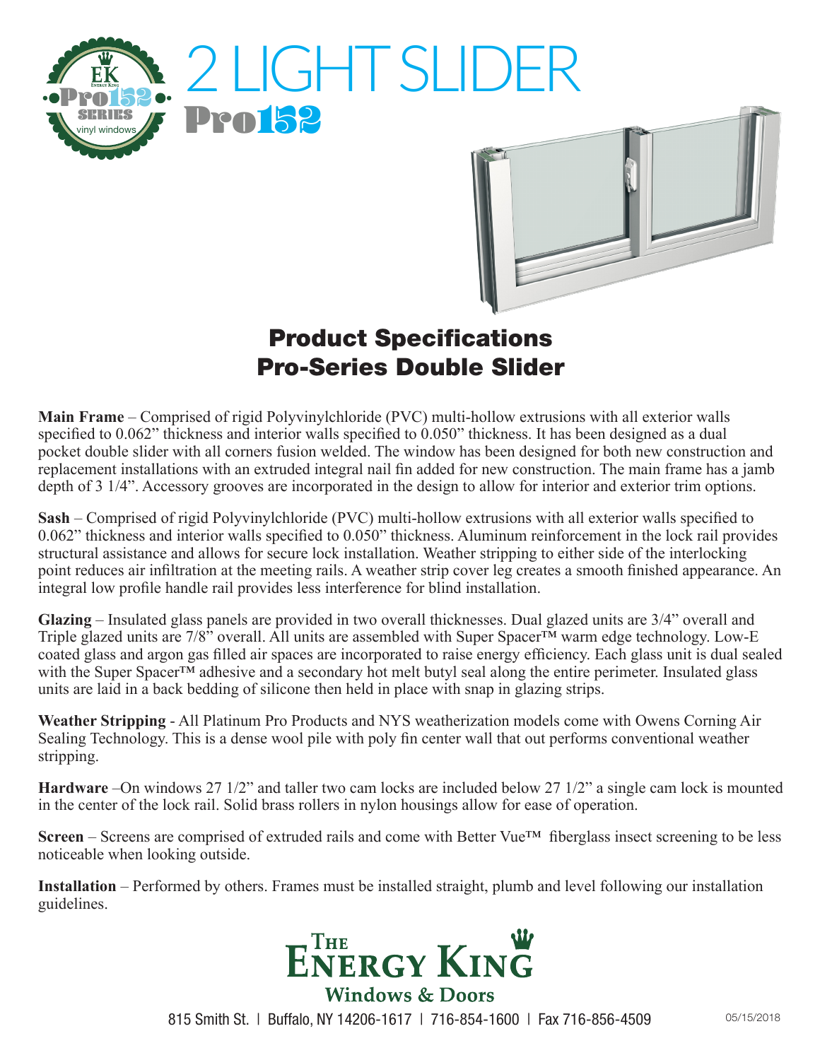# 2 LIGHT SLIDER

Pro152

## Product Specifications
## Pro-Series Double Slider

**Main Frame** – Comprised of rigid Polyvinylchloride (PVC) multi-hollow extrusions with all exterior walls specified to 0.062" thickness and interior walls specified to 0.050" thickness. It has been designed as a dual pocket double slider with all corners fusion welded. The window has been designed for both new construction and replacement installations with an extruded integral nail fin added for new construction. The main frame has a jamb depth of 3 1/4". Accessory grooves are incorporated in the design to allow for interior and exterior trim options.

**Sash** – Comprised of rigid Polyvinylchloride (PVC) multi-hollow extrusions with all exterior walls specified to 0.062" thickness and interior walls specified to 0.050" thickness. Aluminum reinforcement in the lock rail provides structural assistance and allows for secure lock installation. Weather stripping to either side of the interlocking point reduces air infiltration at the meeting rails. A weather strip cover leg creates a smooth finished appearance. An integral low profile handle rail provides less interference for blind installation.

**Glazing** – Insulated glass panels are provided in two overall thicknesses. Dual glazed units are 3/4" overall and Triple glazed units are 7/8" overall. All units are assembled with Super Spacer™ warm edge technology. Low-E coated glass and argon gas filled air spaces are incorporated to raise energy efficiency. Each glass unit is dual sealed with the Super Spacer™ adhesive and a secondary hot melt butyl seal along the entire perimeter. Insulated glass units are laid in a back bedding of silicone then held in place with snap in glazing strips.

**Weather Stripping** - All Platinum Pro Products and NYS weatherization models come with Owens Corning Air Sealing Technology. This is a dense wool pile with poly fin center wall that out performs conventional weather stripping.

**Hardware** –On windows 27 1/2" and taller two cam locks are included below 27 1/2" a single cam lock is mounted in the center of the lock rail. Solid brass rollers in nylon housings allow for ease of operation.

**Screen** – Screens are comprised of extruded rails and come with Better Vue™ fiberglass insect screening to be less noticeable when looking outside.

**Installation** – Performed by others. Frames must be installed straight, plumb and level following our installation guidelines.

The Energy King Windows & Doors

815 Smith St. | Buffalo, NY 14206-1617 | 716-854-1600 | Fax 716-856-4509

05/15/2018